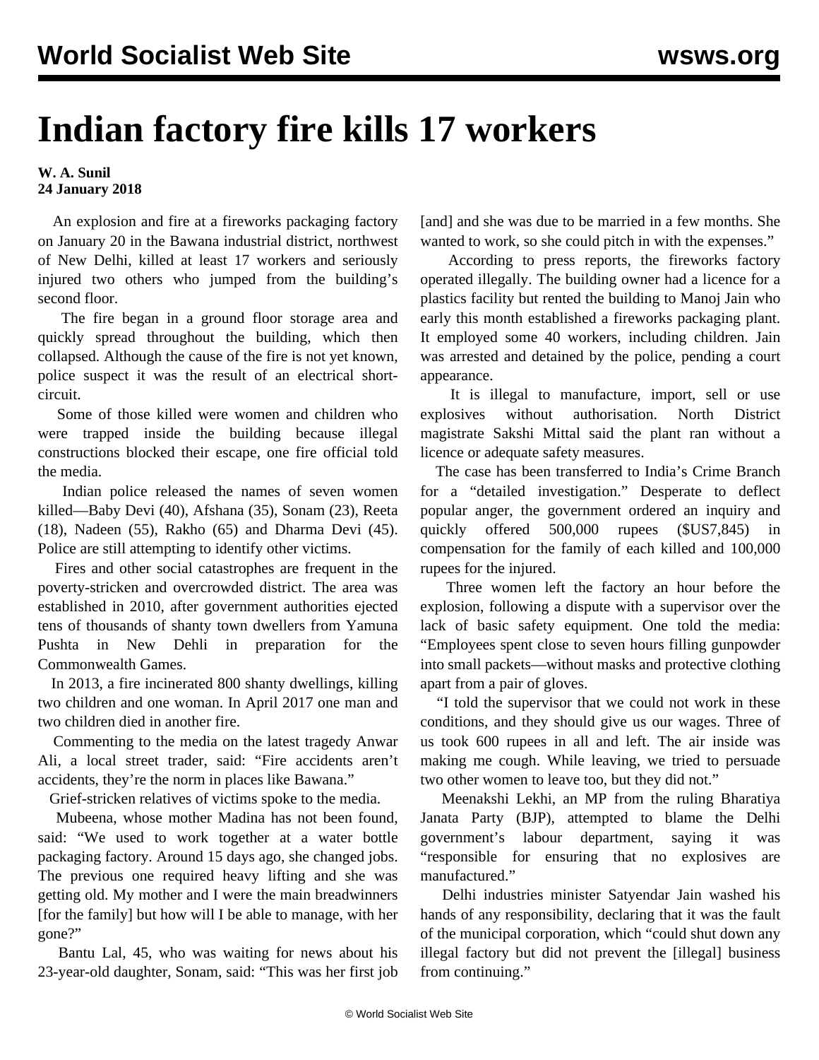# Indian factory fire kills 17 workers

**W. A. Sunil**
**24 January 2018**

An explosion and fire at a fireworks packaging factory on January 20 in the Bawana industrial district, northwest of New Delhi, killed at least 17 workers and seriously injured two others who jumped from the building's second floor.

The fire began in a ground floor storage area and quickly spread throughout the building, which then collapsed. Although the cause of the fire is not yet known, police suspect it was the result of an electrical short-circuit.

Some of those killed were women and children who were trapped inside the building because illegal constructions blocked their escape, one fire official told the media.

Indian police released the names of seven women killed—Baby Devi (40), Afshana (35), Sonam (23), Reeta (18), Nadeen (55), Rakho (65) and Dharma Devi (45). Police are still attempting to identify other victims.

Fires and other social catastrophes are frequent in the poverty-stricken and overcrowded district. The area was established in 2010, after government authorities ejected tens of thousands of shanty town dwellers from Yamuna Pushta in New Dehli in preparation for the Commonwealth Games.

In 2013, a fire incinerated 800 shanty dwellings, killing two children and one woman. In April 2017 one man and two children died in another fire.

Commenting to the media on the latest tragedy Anwar Ali, a local street trader, said: "Fire accidents aren't accidents, they're the norm in places like Bawana."

Grief-stricken relatives of victims spoke to the media.

Mubeena, whose mother Madina has not been found, said: "We used to work together at a water bottle packaging factory. Around 15 days ago, she changed jobs. The previous one required heavy lifting and she was getting old. My mother and I were the main breadwinners [for the family] but how will I be able to manage, with her gone?"

Bantu Lal, 45, who was waiting for news about his 23-year-old daughter, Sonam, said: "This was her first job [and] and she was due to be married in a few months. She wanted to work, so she could pitch in with the expenses."

According to press reports, the fireworks factory operated illegally. The building owner had a licence for a plastics facility but rented the building to Manoj Jain who early this month established a fireworks packaging plant. It employed some 40 workers, including children. Jain was arrested and detained by the police, pending a court appearance.

It is illegal to manufacture, import, sell or use explosives without authorisation. North District magistrate Sakshi Mittal said the plant ran without a licence or adequate safety measures.

The case has been transferred to India's Crime Branch for a "detailed investigation." Desperate to deflect popular anger, the government ordered an inquiry and quickly offered 500,000 rupees ($US7,845) in compensation for the family of each killed and 100,000 rupees for the injured.

Three women left the factory an hour before the explosion, following a dispute with a supervisor over the lack of basic safety equipment. One told the media: "Employees spent close to seven hours filling gunpowder into small packets—without masks and protective clothing apart from a pair of gloves.

"I told the supervisor that we could not work in these conditions, and they should give us our wages. Three of us took 600 rupees in all and left. The air inside was making me cough. While leaving, we tried to persuade two other women to leave too, but they did not."

Meenakshi Lekhi, an MP from the ruling Bharatiya Janata Party (BJP), attempted to blame the Delhi government's labour department, saying it was "responsible for ensuring that no explosives are manufactured."

Delhi industries minister Satyendar Jain washed his hands of any responsibility, declaring that it was the fault of the municipal corporation, which "could shut down any illegal factory but did not prevent the [illegal] business from continuing."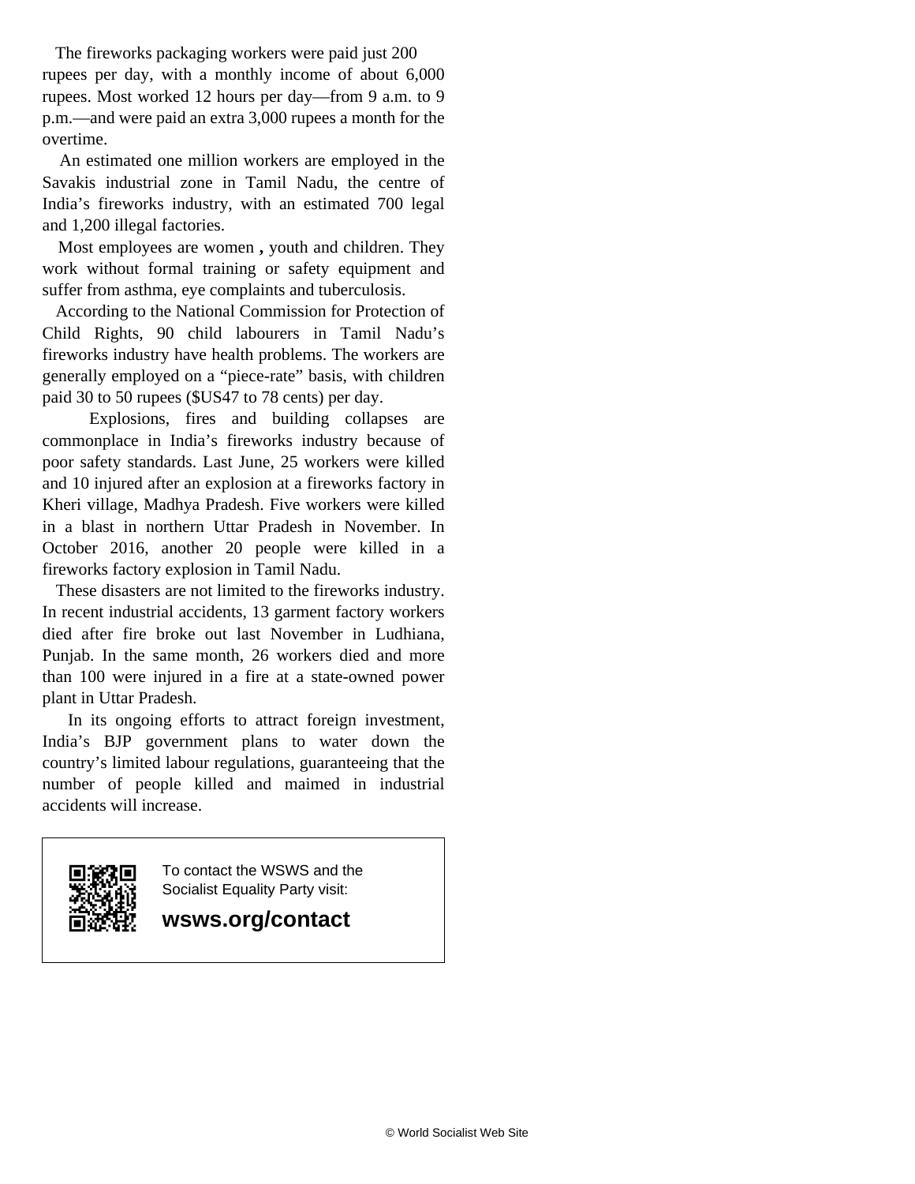The fireworks packaging workers were paid just 200 rupees per day, with a monthly income of about 6,000 rupees. Most worked 12 hours per day—from 9 a.m. to 9 p.m.—and were paid an extra 3,000 rupees a month for the overtime.

An estimated one million workers are employed in the Savakis industrial zone in Tamil Nadu, the centre of India's fireworks industry, with an estimated 700 legal and 1,200 illegal factories.

Most employees are women **,** youth and children. They work without formal training or safety equipment and suffer from asthma, eye complaints and tuberculosis.

According to the National Commission for Protection of Child Rights, 90 child labourers in Tamil Nadu's fireworks industry have health problems. The workers are generally employed on a "piece-rate" basis, with children paid 30 to 50 rupees ($US47 to 78 cents) per day.

Explosions, fires and building collapses are commonplace in India's fireworks industry because of poor safety standards. Last June, 25 workers were killed and 10 injured after an explosion at a fireworks factory in Kheri village, Madhya Pradesh. Five workers were killed in a blast in northern Uttar Pradesh in November. In October 2016, another 20 people were killed in a fireworks factory explosion in Tamil Nadu.

These disasters are not limited to the fireworks industry. In recent industrial accidents, 13 garment factory workers died after fire broke out last November in Ludhiana, Punjab. In the same month, 26 workers died and more than 100 were injured in a fire at a state-owned power plant in Uttar Pradesh.

In its ongoing efforts to attract foreign investment, India's BJP government plans to water down the country's limited labour regulations, guaranteeing that the number of people killed and maimed in industrial accidents will increase.

To contact the WSWS and the Socialist Equality Party visit:

**wsws.org/contact**